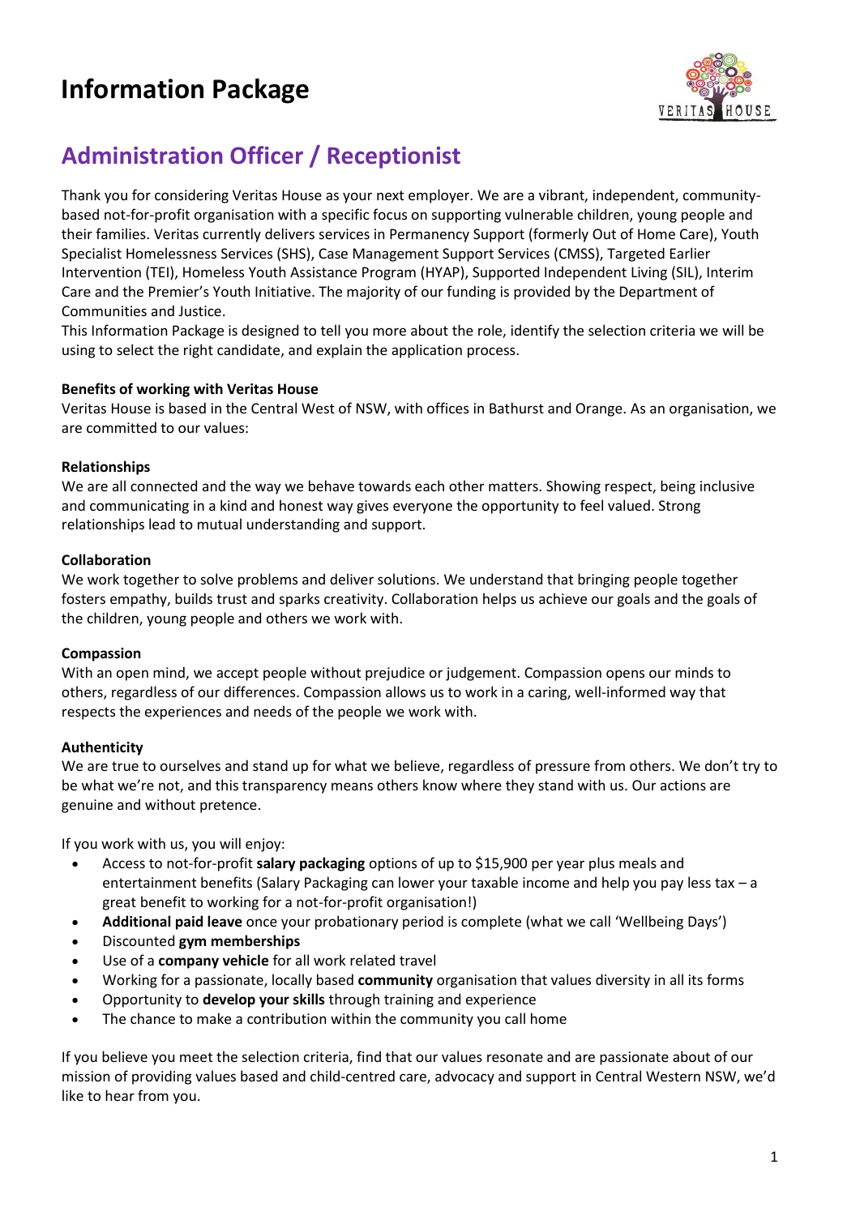# Information Package

## Administration Officer / Receptionist

Thank you for considering Veritas House as your next employer. We are a vibrant, independent, community-based not-for-profit organisation with a specific focus on supporting vulnerable children, young people and their families. Veritas currently delivers services in Permanency Support (formerly Out of Home Care), Youth Specialist Homelessness Services (SHS), Case Management Support Services (CMSS), Targeted Earlier Intervention (TEI), Homeless Youth Assistance Program (HYAP), Supported Independent Living (SIL), Interim Care and the Premier's Youth Initiative. The majority of our funding is provided by the Department of Communities and Justice.

This Information Package is designed to tell you more about the role, identify the selection criteria we will be using to select the right candidate, and explain the application process.

**Benefits of working with Veritas House**

Veritas House is based in the Central West of NSW, with offices in Bathurst and Orange. As an organisation, we are committed to our values:

**Relationships**

We are all connected and the way we behave towards each other matters. Showing respect, being inclusive and communicating in a kind and honest way gives everyone the opportunity to feel valued. Strong relationships lead to mutual understanding and support.

**Collaboration**

We work together to solve problems and deliver solutions. We understand that bringing people together fosters empathy, builds trust and sparks creativity. Collaboration helps us achieve our goals and the goals of the children, young people and others we work with.

**Compassion**

With an open mind, we accept people without prejudice or judgement. Compassion opens our minds to others, regardless of our differences. Compassion allows us to work in a caring, well-informed way that respects the experiences and needs of the people we work with.

**Authenticity**

We are true to ourselves and stand up for what we believe, regardless of pressure from others. We don't try to be what we're not, and this transparency means others know where they stand with us. Our actions are genuine and without pretence.

If you work with us, you will enjoy:

- Access to not-for-profit **salary packaging** options of up to $15,900 per year plus meals and entertainment benefits (Salary Packaging can lower your taxable income and help you pay less tax – a great benefit to working for a not-for-profit organisation!)
- **Additional paid leave** once your probationary period is complete (what we call 'Wellbeing Days')
- Discounted **gym memberships**
- Use of a **company vehicle** for all work related travel
- Working for a passionate, locally based **community** organisation that values diversity in all its forms
- Opportunity to **develop your skills** through training and experience
- The chance to make a contribution within the community you call home

If you believe you meet the selection criteria, find that our values resonate and are passionate about of our mission of providing values based and child-centred care, advocacy and support in Central Western NSW, we'd like to hear from you.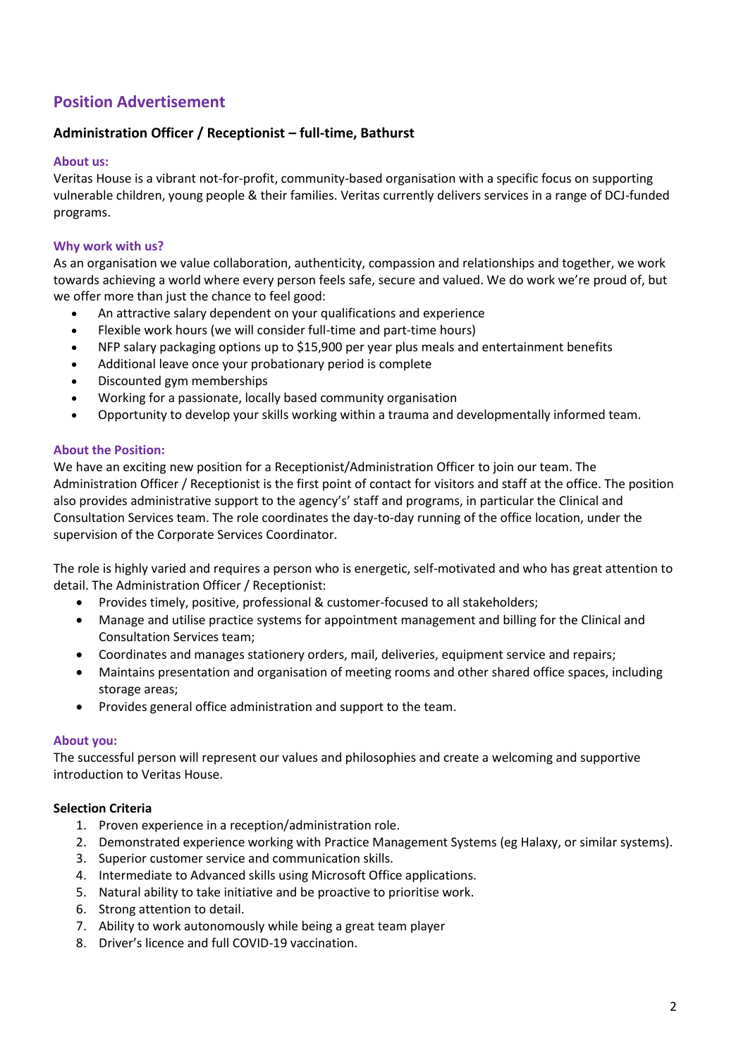## Position Advertisement

### Administration Officer / Receptionist – full-time, Bathurst

#### About us:

Veritas House is a vibrant not-for-profit, community-based organisation with a specific focus on supporting vulnerable children, young people & their families. Veritas currently delivers services in a range of DCJ-funded programs.

#### Why work with us?

As an organisation we value collaboration, authenticity, compassion and relationships and together, we work towards achieving a world where every person feels safe, secure and valued. We do work we're proud of, but we offer more than just the chance to feel good:

- An attractive salary dependent on your qualifications and experience
- Flexible work hours (we will consider full-time and part-time hours)
- NFP salary packaging options up to $15,900 per year plus meals and entertainment benefits
- Additional leave once your probationary period is complete
- Discounted gym memberships
- Working for a passionate, locally based community organisation
- Opportunity to develop your skills working within a trauma and developmentally informed team.

#### About the Position:

We have an exciting new position for a Receptionist/Administration Officer to join our team. The Administration Officer / Receptionist is the first point of contact for visitors and staff at the office. The position also provides administrative support to the agency's' staff and programs, in particular the Clinical and Consultation Services team. The role coordinates the day-to-day running of the office location, under the supervision of the Corporate Services Coordinator.

The role is highly varied and requires a person who is energetic, self-motivated and who has great attention to detail. The Administration Officer / Receptionist:

- Provides timely, positive, professional & customer-focused to all stakeholders;
- Manage and utilise practice systems for appointment management and billing for the Clinical and Consultation Services team;
- Coordinates and manages stationery orders, mail, deliveries, equipment service and repairs;
- Maintains presentation and organisation of meeting rooms and other shared office spaces, including storage areas;
- Provides general office administration and support to the team.

#### About you:

The successful person will represent our values and philosophies and create a welcoming and supportive introduction to Veritas House.

**Selection Criteria**

1. Proven experience in a reception/administration role.
2. Demonstrated experience working with Practice Management Systems (eg Halaxy, or similar systems).
3. Superior customer service and communication skills.
4. Intermediate to Advanced skills using Microsoft Office applications.
5. Natural ability to take initiative and be proactive to prioritise work.
6. Strong attention to detail.
7. Ability to work autonomously while being a great team player
8. Driver's licence and full COVID-19 vaccination.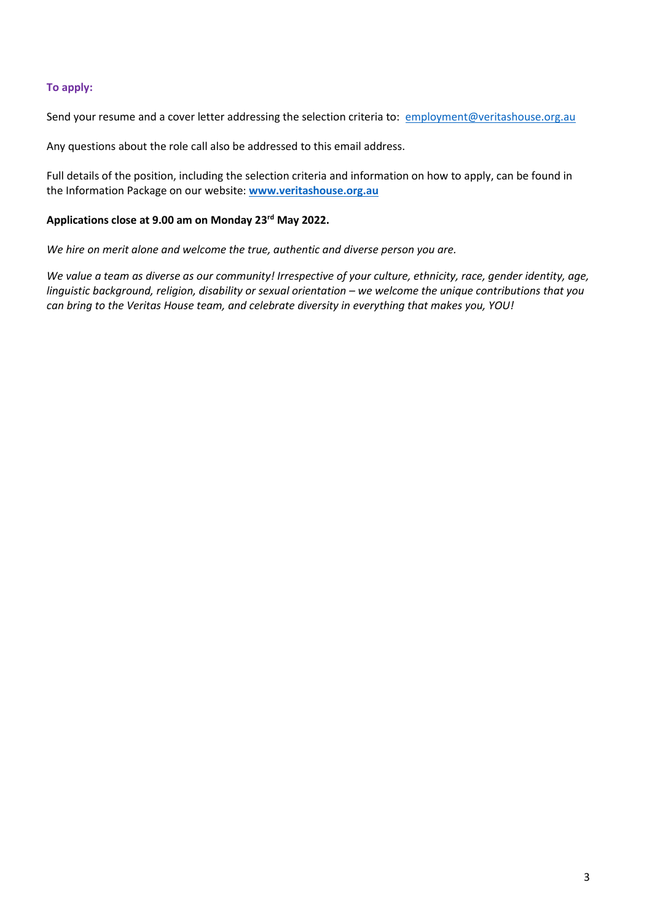**To apply:**

Send your resume and a cover letter addressing the selection criteria to: [employment@veritashouse.org.au](mailto:employment@veritashouse.org.au)

Any questions about the role call also be addressed to this email address.

Full details of the position, including the selection criteria and information on how to apply, can be found in the Information Package on our website: **[www.veritashouse.org.au](http://www.veritashouse.org.au)**

**Applications close at 9.00 am on Monday 23rd May 2022.**

*We hire on merit alone and welcome the true, authentic and diverse person you are.*

*We value a team as diverse as our community! Irrespective of your culture, ethnicity, race, gender identity, age, linguistic background, religion, disability or sexual orientation – we welcome the unique contributions that you can bring to the Veritas House team, and celebrate diversity in everything that makes you, YOU!*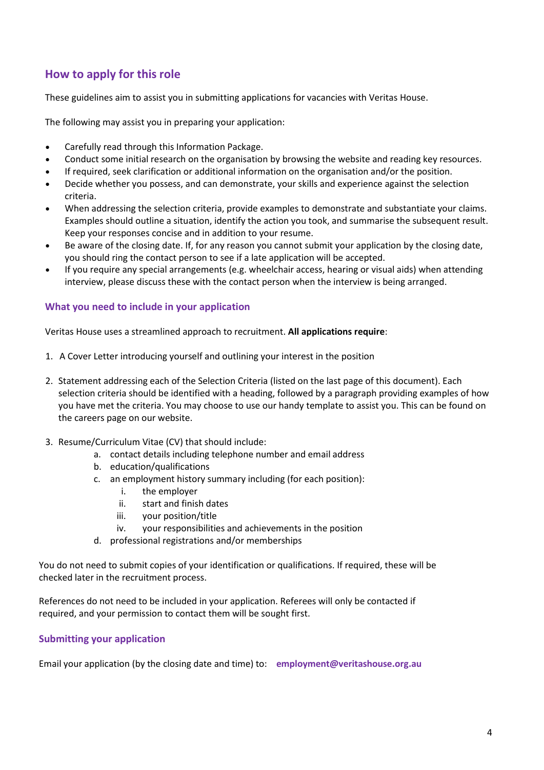## How to apply for this role

These guidelines aim to assist you in submitting applications for vacancies with Veritas House.

The following may assist you in preparing your application:

- Carefully read through this Information Package.
- Conduct some initial research on the organisation by browsing the website and reading key resources.
- If required, seek clarification or additional information on the organisation and/or the position.
- Decide whether you possess, and can demonstrate, your skills and experience against the selection criteria.
- When addressing the selection criteria, provide examples to demonstrate and substantiate your claims. Examples should outline a situation, identify the action you took, and summarise the subsequent result. Keep your responses concise and in addition to your resume.
- Be aware of the closing date. If, for any reason you cannot submit your application by the closing date, you should ring the contact person to see if a late application will be accepted.
- If you require any special arrangements (e.g. wheelchair access, hearing or visual aids) when attending interview, please discuss these with the contact person when the interview is being arranged.

### What you need to include in your application

Veritas House uses a streamlined approach to recruitment. **All applications require**:

1. A Cover Letter introducing yourself and outlining your interest in the position
2. Statement addressing each of the Selection Criteria (listed on the last page of this document). Each selection criteria should be identified with a heading, followed by a paragraph providing examples of how you have met the criteria. You may choose to use our handy template to assist you. This can be found on the careers page on our website.
3. Resume/Curriculum Vitae (CV) that should include:
    a. contact details including telephone number and email address
    b. education/qualifications
    c. an employment history summary including (for each position):
        i. the employer
        ii. start and finish dates
        iii. your position/title
        iv. your responsibilities and achievements in the position
    d. professional registrations and/or memberships

You do not need to submit copies of your identification or qualifications. If required, these will be checked later in the recruitment process.

References do not need to be included in your application. Referees will only be contacted if required, and your permission to contact them will be sought first.

### Submitting your application

Email your application (by the closing date and time) to: **employment@veritashouse.org.au**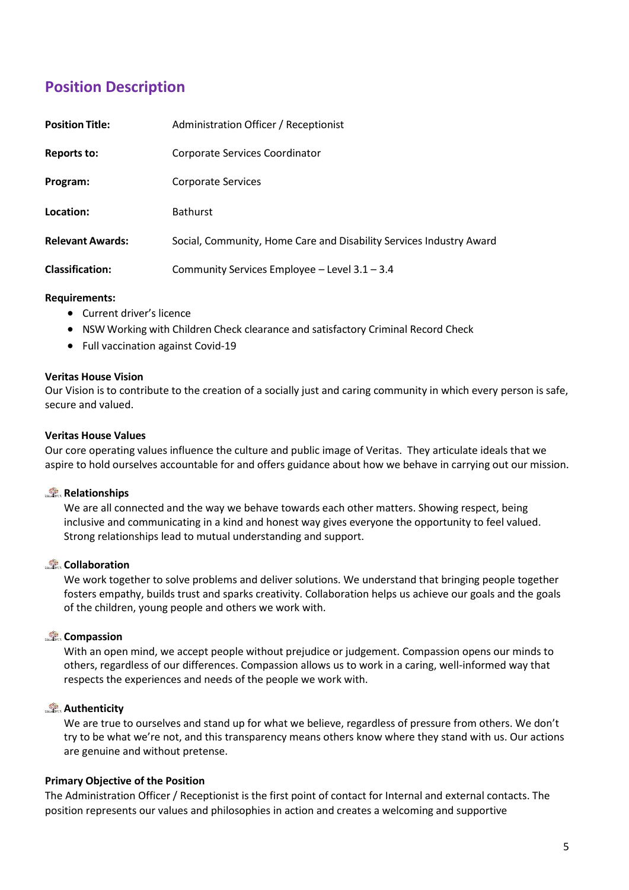## Position Description

| | |
|---|---|
| **Position Title:** | Administration Officer / Receptionist |
| **Reports to:** | Corporate Services Coordinator |
| **Program:** | Corporate Services |
| **Location:** | Bathurst |
| **Relevant Awards:** | Social, Community, Home Care and Disability Services Industry Award |
| **Classification:** | Community Services Employee – Level 3.1 – 3.4 |

**Requirements:**

- Current driver's licence
- NSW Working with Children Check clearance and satisfactory Criminal Record Check
- Full vaccination against Covid-19

**Veritas House Vision**

Our Vision is to contribute to the creation of a socially just and caring community in which every person is safe, secure and valued.

**Veritas House Values**

Our core operating values influence the culture and public image of Veritas. They articulate ideals that we aspire to hold ourselves accountable for and offers guidance about how we behave in carrying out our mission.

**Relationships**

We are all connected and the way we behave towards each other matters. Showing respect, being inclusive and communicating in a kind and honest way gives everyone the opportunity to feel valued. Strong relationships lead to mutual understanding and support.

**Collaboration**

We work together to solve problems and deliver solutions. We understand that bringing people together fosters empathy, builds trust and sparks creativity. Collaboration helps us achieve our goals and the goals of the children, young people and others we work with.

**Compassion**

With an open mind, we accept people without prejudice or judgement. Compassion opens our minds to others, regardless of our differences. Compassion allows us to work in a caring, well-informed way that respects the experiences and needs of the people we work with.

**Authenticity**

We are true to ourselves and stand up for what we believe, regardless of pressure from others. We don't try to be what we're not, and this transparency means others know where they stand with us. Our actions are genuine and without pretense.

**Primary Objective of the Position**

The Administration Officer / Receptionist is the first point of contact for Internal and external contacts. The position represents our values and philosophies in action and creates a welcoming and supportive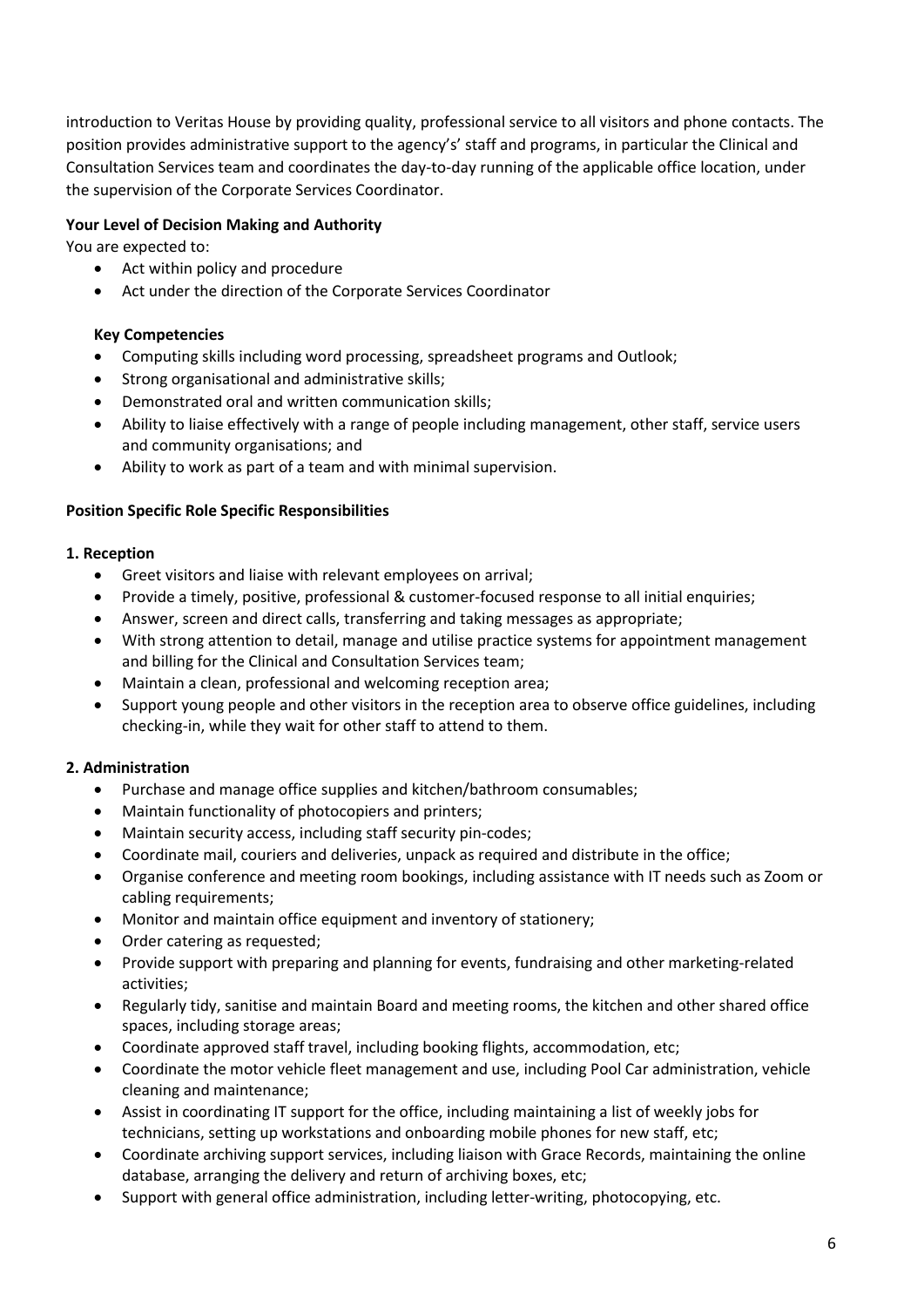introduction to Veritas House by providing quality, professional service to all visitors and phone contacts. The position provides administrative support to the agency's' staff and programs, in particular the Clinical and Consultation Services team and coordinates the day-to-day running of the applicable office location, under the supervision of the Corporate Services Coordinator.

**Your Level of Decision Making and Authority**

You are expected to:

- Act within policy and procedure
- Act under the direction of the Corporate Services Coordinator

**Key Competencies**

- Computing skills including word processing, spreadsheet programs and Outlook;
- Strong organisational and administrative skills;
- Demonstrated oral and written communication skills;
- Ability to liaise effectively with a range of people including management, other staff, service users and community organisations; and
- Ability to work as part of a team and with minimal supervision.

**Position Specific Role Specific Responsibilities**

**1. Reception**

- Greet visitors and liaise with relevant employees on arrival;
- Provide a timely, positive, professional & customer-focused response to all initial enquiries;
- Answer, screen and direct calls, transferring and taking messages as appropriate;
- With strong attention to detail, manage and utilise practice systems for appointment management and billing for the Clinical and Consultation Services team;
- Maintain a clean, professional and welcoming reception area;
- Support young people and other visitors in the reception area to observe office guidelines, including checking-in, while they wait for other staff to attend to them.

**2. Administration**

- Purchase and manage office supplies and kitchen/bathroom consumables;
- Maintain functionality of photocopiers and printers;
- Maintain security access, including staff security pin-codes;
- Coordinate mail, couriers and deliveries, unpack as required and distribute in the office;
- Organise conference and meeting room bookings, including assistance with IT needs such as Zoom or cabling requirements;
- Monitor and maintain office equipment and inventory of stationery;
- Order catering as requested;
- Provide support with preparing and planning for events, fundraising and other marketing-related activities;
- Regularly tidy, sanitise and maintain Board and meeting rooms, the kitchen and other shared office spaces, including storage areas;
- Coordinate approved staff travel, including booking flights, accommodation, etc;
- Coordinate the motor vehicle fleet management and use, including Pool Car administration, vehicle cleaning and maintenance;
- Assist in coordinating IT support for the office, including maintaining a list of weekly jobs for technicians, setting up workstations and onboarding mobile phones for new staff, etc;
- Coordinate archiving support services, including liaison with Grace Records, maintaining the online database, arranging the delivery and return of archiving boxes, etc;
- Support with general office administration, including letter-writing, photocopying, etc.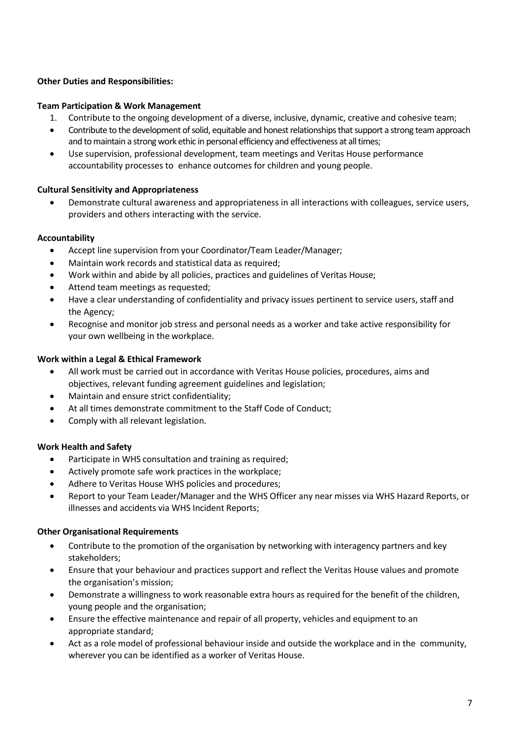**Other Duties and Responsibilities:**

**Team Participation & Work Management**

1. Contribute to the ongoing development of a diverse, inclusive, dynamic, creative and cohesive team;

- Contribute to the development of solid, equitable and honest relationships that support a strong team approach and to maintain a strong work ethic in personal efficiency and effectiveness at all times;
- Use supervision, professional development, team meetings and Veritas House performance accountability processes to enhance outcomes for children and young people.

**Cultural Sensitivity and Appropriateness**

- Demonstrate cultural awareness and appropriateness in all interactions with colleagues, service users, providers and others interacting with the service.

**Accountability**

- Accept line supervision from your Coordinator/Team Leader/Manager;
- Maintain work records and statistical data as required;
- Work within and abide by all policies, practices and guidelines of Veritas House;
- Attend team meetings as requested;
- Have a clear understanding of confidentiality and privacy issues pertinent to service users, staff and the Agency;
- Recognise and monitor job stress and personal needs as a worker and take active responsibility for your own wellbeing in the workplace.

**Work within a Legal & Ethical Framework**

- All work must be carried out in accordance with Veritas House policies, procedures, aims and objectives, relevant funding agreement guidelines and legislation;
- Maintain and ensure strict confidentiality;
- At all times demonstrate commitment to the Staff Code of Conduct;
- Comply with all relevant legislation.

**Work Health and Safety**

- Participate in WHS consultation and training as required;
- Actively promote safe work practices in the workplace;
- Adhere to Veritas House WHS policies and procedures;
- Report to your Team Leader/Manager and the WHS Officer any near misses via WHS Hazard Reports, or illnesses and accidents via WHS Incident Reports;

**Other Organisational Requirements**

- Contribute to the promotion of the organisation by networking with interagency partners and key stakeholders;
- Ensure that your behaviour and practices support and reflect the Veritas House values and promote the organisation's mission;
- Demonstrate a willingness to work reasonable extra hours as required for the benefit of the children, young people and the organisation;
- Ensure the effective maintenance and repair of all property, vehicles and equipment to an appropriate standard;
- Act as a role model of professional behaviour inside and outside the workplace and in the community, wherever you can be identified as a worker of Veritas House.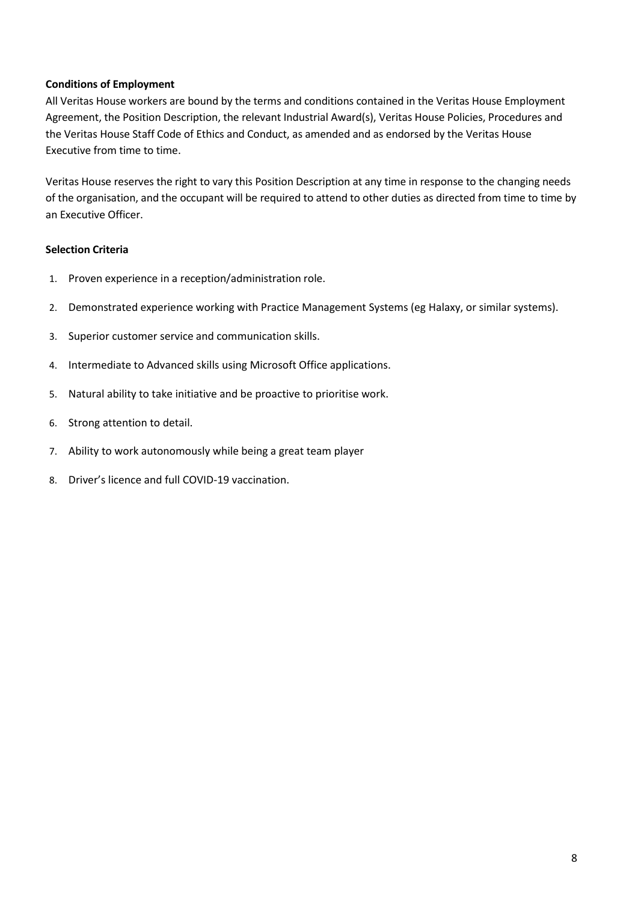**Conditions of Employment**

All Veritas House workers are bound by the terms and conditions contained in the Veritas House Employment Agreement, the Position Description, the relevant Industrial Award(s), Veritas House Policies, Procedures and the Veritas House Staff Code of Ethics and Conduct, as amended and as endorsed by the Veritas House Executive from time to time.

Veritas House reserves the right to vary this Position Description at any time in response to the changing needs of the organisation, and the occupant will be required to attend to other duties as directed from time to time by an Executive Officer.

**Selection Criteria**

1. Proven experience in a reception/administration role.
2. Demonstrated experience working with Practice Management Systems (eg Halaxy, or similar systems).
3. Superior customer service and communication skills.
4. Intermediate to Advanced skills using Microsoft Office applications.
5. Natural ability to take initiative and be proactive to prioritise work.
6. Strong attention to detail.
7. Ability to work autonomously while being a great team player
8. Driver's licence and full COVID-19 vaccination.